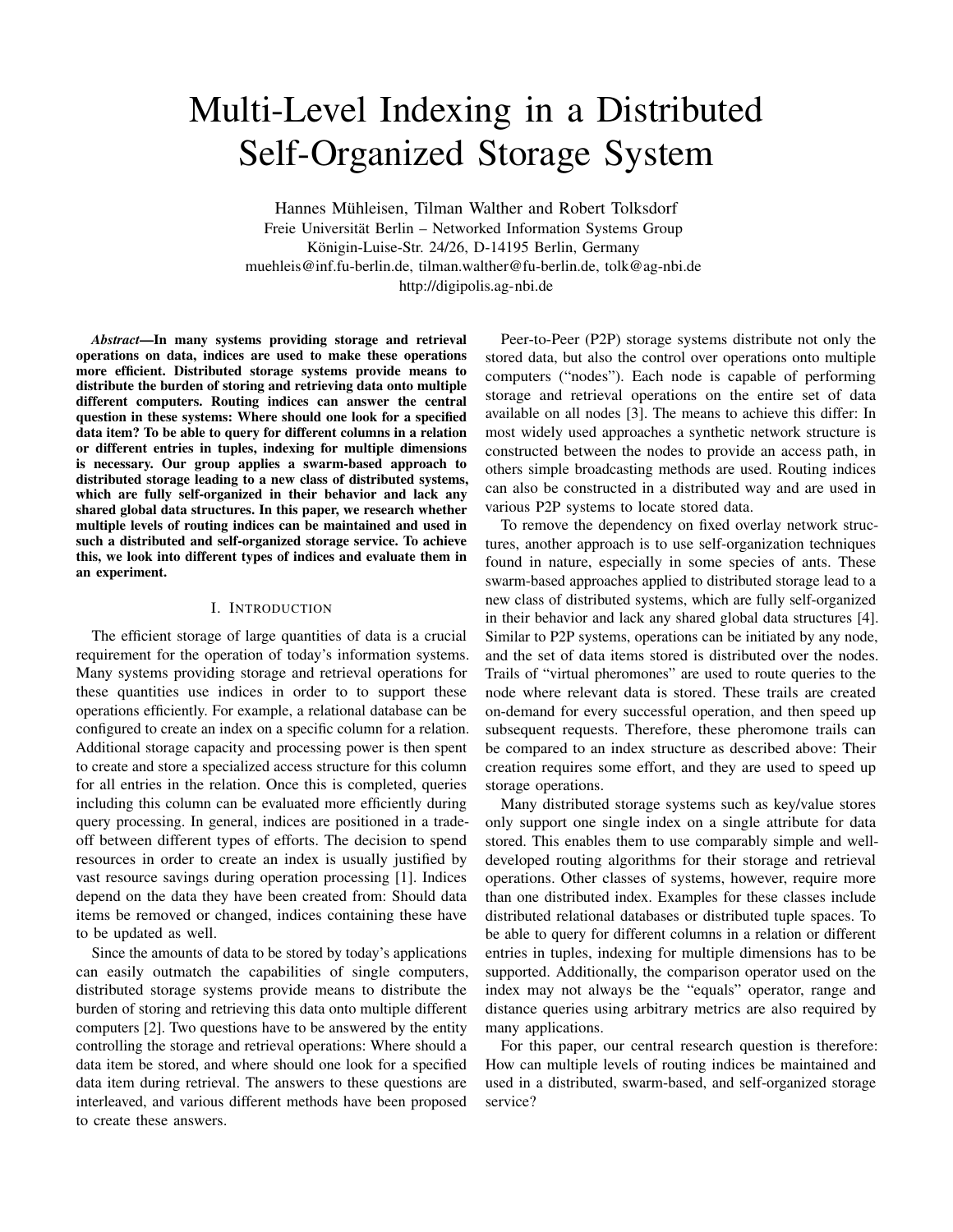# Multi-Level Indexing in a Distributed Self-Organized Storage System

Hannes Mühleisen, Tilman Walther and Robert Tolksdorf
Freie Universität Berlin – Networked Information Systems Group
Königin-Luise-Str. 24/26, D-14195 Berlin, Germany
muehleis@inf.fu-berlin.de, tilman.walther@fu-berlin.de, tolk@ag-nbi.de
http://digipolis.ag-nbi.de

***Abstract*—In many systems providing storage and retrieval operations on data, indices are used to make these operations more efficient. Distributed storage systems provide means to distribute the burden of storing and retrieving data onto multiple different computers. Routing indices can answer the central question in these systems: Where should one look for a specified data item? To be able to query for different columns in a relation or different entries in tuples, indexing for multiple dimensions is necessary. Our group applies a swarm-based approach to distributed storage leading to a new class of distributed systems, which are fully self-organized in their behavior and lack any shared global data structures. In this paper, we research whether multiple levels of routing indices can be maintained and used in such a distributed and self-organized storage service. To achieve this, we look into different types of indices and evaluate them in an experiment.**

## I. Introduction

The efficient storage of large quantities of data is a crucial requirement for the operation of today's information systems. Many systems providing storage and retrieval operations for these quantities use indices in order to to support these operations efficiently. For example, a relational database can be configured to create an index on a specific column for a relation. Additional storage capacity and processing power is then spent to create and store a specialized access structure for this column for all entries in the relation. Once this is completed, queries including this column can be evaluated more efficiently during query processing. In general, indices are positioned in a trade-off between different types of efforts. The decision to spend resources in order to create an index is usually justified by vast resource savings during operation processing [1]. Indices depend on the data they have been created from: Should data items be removed or changed, indices containing these have to be updated as well.

Since the amounts of data to be stored by today's applications can easily outmatch the capabilities of single computers, distributed storage systems provide means to distribute the burden of storing and retrieving this data onto multiple different computers [2]. Two questions have to be answered by the entity controlling the storage and retrieval operations: Where should a data item be stored, and where should one look for a specified data item during retrieval. The answers to these questions are interleaved, and various different methods have been proposed to create these answers.

Peer-to-Peer (P2P) storage systems distribute not only the stored data, but also the control over operations onto multiple computers ("nodes"). Each node is capable of performing storage and retrieval operations on the entire set of data available on all nodes [3]. The means to achieve this differ: In most widely used approaches a synthetic network structure is constructed between the nodes to provide an access path, in others simple broadcasting methods are used. Routing indices can also be constructed in a distributed way and are used in various P2P systems to locate stored data.

To remove the dependency on fixed overlay network structures, another approach is to use self-organization techniques found in nature, especially in some species of ants. These swarm-based approaches applied to distributed storage lead to a new class of distributed systems, which are fully self-organized in their behavior and lack any shared global data structures [4]. Similar to P2P systems, operations can be initiated by any node, and the set of data items stored is distributed over the nodes. Trails of "virtual pheromones" are used to route queries to the node where relevant data is stored. These trails are created on-demand for every successful operation, and then speed up subsequent requests. Therefore, these pheromone trails can be compared to an index structure as described above: Their creation requires some effort, and they are used to speed up storage operations.

Many distributed storage systems such as key/value stores only support one single index on a single attribute for data stored. This enables them to use comparably simple and well-developed routing algorithms for their storage and retrieval operations. Other classes of systems, however, require more than one distributed index. Examples for these classes include distributed relational databases or distributed tuple spaces. To be able to query for different columns in a relation or different entries in tuples, indexing for multiple dimensions has to be supported. Additionally, the comparison operator used on the index may not always be the "equals" operator, range and distance queries using arbitrary metrics are also required by many applications.

For this paper, our central research question is therefore: How can multiple levels of routing indices be maintained and used in a distributed, swarm-based, and self-organized storage service?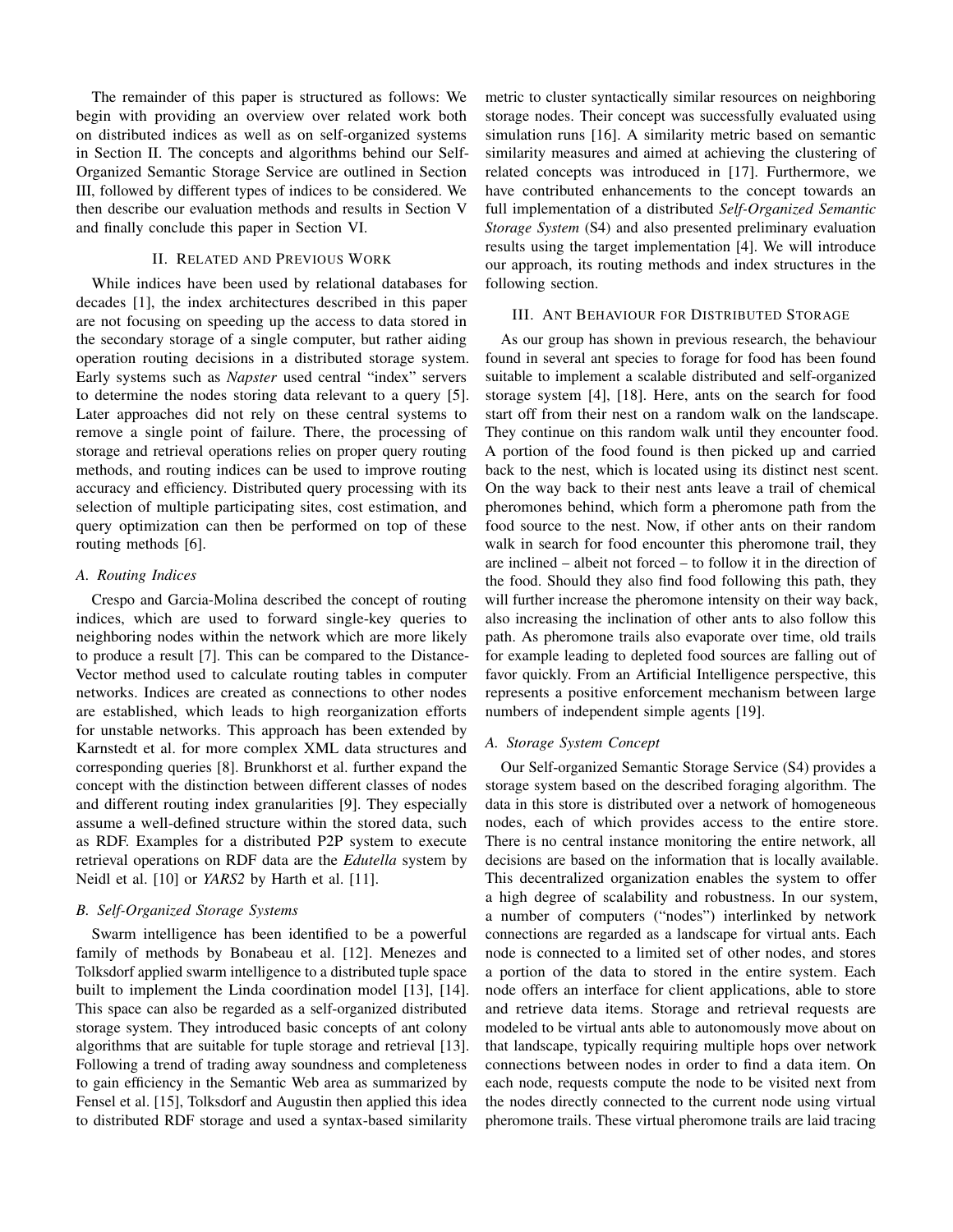The remainder of this paper is structured as follows: We begin with providing an overview over related work both on distributed indices as well as on self-organized systems in Section II. The concepts and algorithms behind our Self-Organized Semantic Storage Service are outlined in Section III, followed by different types of indices to be considered. We then describe our evaluation methods and results in Section V and finally conclude this paper in Section VI.

## II. Related and Previous Work

While indices have been used by relational databases for decades [1], the index architectures described in this paper are not focusing on speeding up the access to data stored in the secondary storage of a single computer, but rather aiding operation routing decisions in a distributed storage system. Early systems such as *Napster* used central "index" servers to determine the nodes storing data relevant to a query [5]. Later approaches did not rely on these central systems to remove a single point of failure. There, the processing of storage and retrieval operations relies on proper query routing methods, and routing indices can be used to improve routing accuracy and efficiency. Distributed query processing with its selection of multiple participating sites, cost estimation, and query optimization can then be performed on top of these routing methods [6].

### A. Routing Indices

Crespo and Garcia-Molina described the concept of routing indices, which are used to forward single-key queries to neighboring nodes within the network which are more likely to produce a result [7]. This can be compared to the Distance-Vector method used to calculate routing tables in computer networks. Indices are created as connections to other nodes are established, which leads to high reorganization efforts for unstable networks. This approach has been extended by Karnstedt et al. for more complex XML data structures and corresponding queries [8]. Brunkhorst et al. further expand the concept with the distinction between different classes of nodes and different routing index granularities [9]. They especially assume a well-defined structure within the stored data, such as RDF. Examples for a distributed P2P system to execute retrieval operations on RDF data are the *Edutella* system by Neidl et al. [10] or *YARS2* by Harth et al. [11].

### B. Self-Organized Storage Systems

Swarm intelligence has been identified to be a powerful family of methods by Bonabeau et al. [12]. Menezes and Tolksdorf applied swarm intelligence to a distributed tuple space built to implement the Linda coordination model [13], [14]. This space can also be regarded as a self-organized distributed storage system. They introduced basic concepts of ant colony algorithms that are suitable for tuple storage and retrieval [13]. Following a trend of trading away soundness and completeness to gain efficiency in the Semantic Web area as summarized by Fensel et al. [15], Tolksdorf and Augustin then applied this idea to distributed RDF storage and used a syntax-based similarity metric to cluster syntactically similar resources on neighboring storage nodes. Their concept was successfully evaluated using simulation runs [16]. A similarity metric based on semantic similarity measures and aimed at achieving the clustering of related concepts was introduced in [17]. Furthermore, we have contributed enhancements to the concept towards an full implementation of a distributed *Self-Organized Semantic Storage System* (S4) and also presented preliminary evaluation results using the target implementation [4]. We will introduce our approach, its routing methods and index structures in the following section.

## III. Ant Behaviour for Distributed Storage

As our group has shown in previous research, the behaviour found in several ant species to forage for food has been found suitable to implement a scalable distributed and self-organized storage system [4], [18]. Here, ants on the search for food start off from their nest on a random walk on the landscape. They continue on this random walk until they encounter food. A portion of the food found is then picked up and carried back to the nest, which is located using its distinct nest scent. On the way back to their nest ants leave a trail of chemical pheromones behind, which form a pheromone path from the food source to the nest. Now, if other ants on their random walk in search for food encounter this pheromone trail, they are inclined – albeit not forced – to follow it in the direction of the food. Should they also find food following this path, they will further increase the pheromone intensity on their way back, also increasing the inclination of other ants to also follow this path. As pheromone trails also evaporate over time, old trails for example leading to depleted food sources are falling out of favor quickly. From an Artificial Intelligence perspective, this represents a positive enforcement mechanism between large numbers of independent simple agents [19].

### A. Storage System Concept

Our Self-organized Semantic Storage Service (S4) provides a storage system based on the described foraging algorithm. The data in this store is distributed over a network of homogeneous nodes, each of which provides access to the entire store. There is no central instance monitoring the entire network, all decisions are based on the information that is locally available. This decentralized organization enables the system to offer a high degree of scalability and robustness. In our system, a number of computers ("nodes") interlinked by network connections are regarded as a landscape for virtual ants. Each node is connected to a limited set of other nodes, and stores a portion of the data to stored in the entire system. Each node offers an interface for client applications, able to store and retrieve data items. Storage and retrieval requests are modeled to be virtual ants able to autonomously move about on that landscape, typically requiring multiple hops over network connections between nodes in order to find a data item. On each node, requests compute the node to be visited next from the nodes directly connected to the current node using virtual pheromone trails. These virtual pheromone trails are laid tracing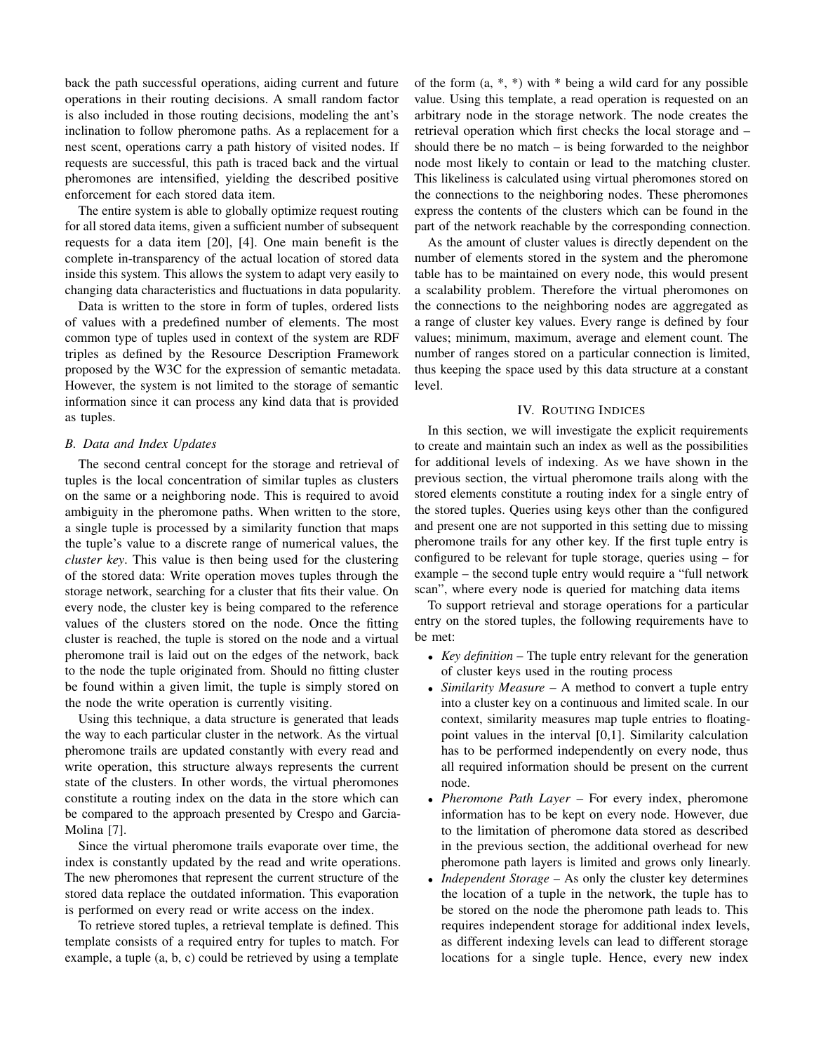back the path successful operations, aiding current and future operations in their routing decisions. A small random factor is also included in those routing decisions, modeling the ant's inclination to follow pheromone paths. As a replacement for a nest scent, operations carry a path history of visited nodes. If requests are successful, this path is traced back and the virtual pheromones are intensified, yielding the described positive enforcement for each stored data item.

The entire system is able to globally optimize request routing for all stored data items, given a sufficient number of subsequent requests for a data item [20], [4]. One main benefit is the complete in-transparency of the actual location of stored data inside this system. This allows the system to adapt very easily to changing data characteristics and fluctuations in data popularity.

Data is written to the store in form of tuples, ordered lists of values with a predefined number of elements. The most common type of tuples used in context of the system are RDF triples as defined by the Resource Description Framework proposed by the W3C for the expression of semantic metadata. However, the system is not limited to the storage of semantic information since it can process any kind data that is provided as tuples.

### *B. Data and Index Updates*

The second central concept for the storage and retrieval of tuples is the local concentration of similar tuples as clusters on the same or a neighboring node. This is required to avoid ambiguity in the pheromone paths. When written to the store, a single tuple is processed by a similarity function that maps the tuple's value to a discrete range of numerical values, the *cluster key*. This value is then being used for the clustering of the stored data: Write operation moves tuples through the storage network, searching for a cluster that fits their value. On every node, the cluster key is being compared to the reference values of the clusters stored on the node. Once the fitting cluster is reached, the tuple is stored on the node and a virtual pheromone trail is laid out on the edges of the network, back to the node the tuple originated from. Should no fitting cluster be found within a given limit, the tuple is simply stored on the node the write operation is currently visiting.

Using this technique, a data structure is generated that leads the way to each particular cluster in the network. As the virtual pheromone trails are updated constantly with every read and write operation, this structure always represents the current state of the clusters. In other words, the virtual pheromones constitute a routing index on the data in the store which can be compared to the approach presented by Crespo and Garcia-Molina [7].

Since the virtual pheromone trails evaporate over time, the index is constantly updated by the read and write operations. The new pheromones that represent the current structure of the stored data replace the outdated information. This evaporation is performed on every read or write access on the index.

To retrieve stored tuples, a retrieval template is defined. This template consists of a required entry for tuples to match. For example, a tuple (a, b, c) could be retrieved by using a template of the form (a, *, *) with * being a wild card for any possible value. Using this template, a read operation is requested on an arbitrary node in the storage network. The node creates the retrieval operation which first checks the local storage and – should there be no match – is being forwarded to the neighbor node most likely to contain or lead to the matching cluster. This likeliness is calculated using virtual pheromones stored on the connections to the neighboring nodes. These pheromones express the contents of the clusters which can be found in the part of the network reachable by the corresponding connection.

As the amount of cluster values is directly dependent on the number of elements stored in the system and the pheromone table has to be maintained on every node, this would present a scalability problem. Therefore the virtual pheromones on the connections to the neighboring nodes are aggregated as a range of cluster key values. Every range is defined by four values; minimum, maximum, average and element count. The number of ranges stored on a particular connection is limited, thus keeping the space used by this data structure at a constant level.

## IV. Routing Indices

In this section, we will investigate the explicit requirements to create and maintain such an index as well as the possibilities for additional levels of indexing. As we have shown in the previous section, the virtual pheromone trails along with the stored elements constitute a routing index for a single entry of the stored tuples. Queries using keys other than the configured and present one are not supported in this setting due to missing pheromone trails for any other key. If the first tuple entry is configured to be relevant for tuple storage, queries using – for example – the second tuple entry would require a "full network scan", where every node is queried for matching data items

To support retrieval and storage operations for a particular entry on the stored tuples, the following requirements have to be met:

- *Key definition* – The tuple entry relevant for the generation of cluster keys used in the routing process
- *Similarity Measure* – A method to convert a tuple entry into a cluster key on a continuous and limited scale. In our context, similarity measures map tuple entries to floating-point values in the interval [0,1]. Similarity calculation has to be performed independently on every node, thus all required information should be present on the current node.
- *Pheromone Path Layer* – For every index, pheromone information has to be kept on every node. However, due to the limitation of pheromone data stored as described in the previous section, the additional overhead for new pheromone path layers is limited and grows only linearly.
- *Independent Storage* – As only the cluster key determines the location of a tuple in the network, the tuple has to be stored on the node the pheromone path leads to. This requires independent storage for additional index levels, as different indexing levels can lead to different storage locations for a single tuple. Hence, every new index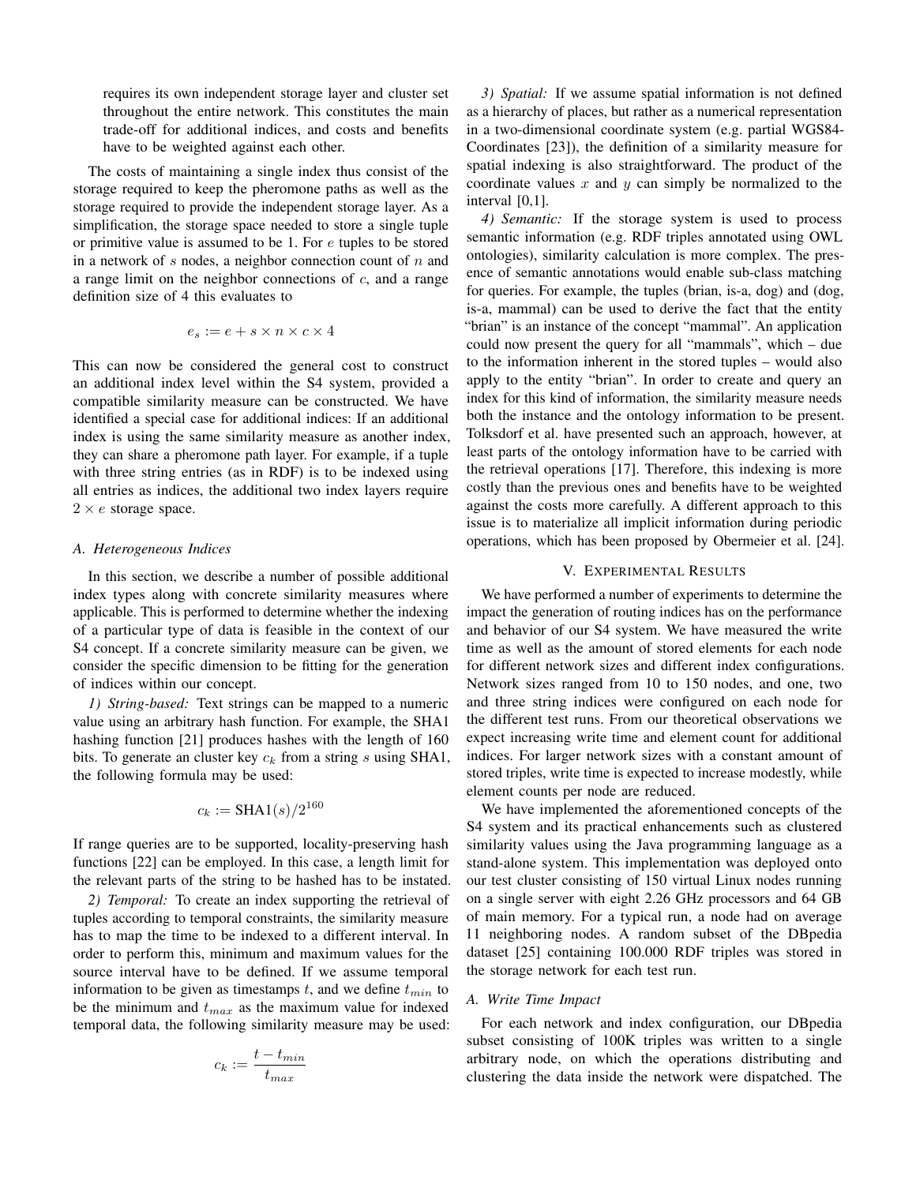requires its own independent storage layer and cluster set throughout the entire network. This constitutes the main trade-off for additional indices, and costs and benefits have to be weighted against each other.

The costs of maintaining a single index thus consist of the storage required to keep the pheromone paths as well as the storage required to provide the independent storage layer. As a simplification, the storage space needed to store a single tuple or primitive value is assumed to be 1. For $e$ tuples to be stored in a network of $s$ nodes, a neighbor connection count of $n$ and a range limit on the neighbor connections of $c$, and a range definition size of 4 this evaluates to

$$e_s := e + s \times n \times c \times 4$$

This can now be considered the general cost to construct an additional index level within the S4 system, provided a compatible similarity measure can be constructed. We have identified a special case for additional indices: If an additional index is using the same similarity measure as another index, they can share a pheromone path layer. For example, if a tuple with three string entries (as in RDF) is to be indexed using all entries as indices, the additional two index layers require $2 \times e$ storage space.

### A. Heterogeneous Indices

In this section, we describe a number of possible additional index types along with concrete similarity measures where applicable. This is performed to determine whether the indexing of a particular type of data is feasible in the context of our S4 concept. If a concrete similarity measure can be given, we consider the specific dimension to be fitting for the generation of indices within our concept.

*1) String-based:* Text strings can be mapped to a numeric value using an arbitrary hash function. For example, the SHA1 hashing function [21] produces hashes with the length of 160 bits. To generate an cluster key $c_k$ from a string $s$ using SHA1, the following formula may be used:

$$c_k := \text{SHA1}(s)/2^{160}$$

If range queries are to be supported, locality-preserving hash functions [22] can be employed. In this case, a length limit for the relevant parts of the string to be hashed has to be instated.

*2) Temporal:* To create an index supporting the retrieval of tuples according to temporal constraints, the similarity measure has to map the time to be indexed to a different interval. In order to perform this, minimum and maximum values for the source interval have to be defined. If we assume temporal information to be given as timestamps $t$, and we define $t_{min}$ to be the minimum and $t_{max}$ as the maximum value for indexed temporal data, the following similarity measure may be used:

$$c_k := \frac{t - t_{min}}{t_{max}}$$

*3) Spatial:* If we assume spatial information is not defined as a hierarchy of places, but rather as a numerical representation in a two-dimensional coordinate system (e.g. partial WGS84-Coordinates [23]), the definition of a similarity measure for spatial indexing is also straightforward. The product of the coordinate values $x$ and $y$ can simply be normalized to the interval [0,1].

*4) Semantic:* If the storage system is used to process semantic information (e.g. RDF triples annotated using OWL ontologies), similarity calculation is more complex. The presence of semantic annotations would enable sub-class matching for queries. For example, the tuples (brian, is-a, dog) and (dog, is-a, mammal) can be used to derive the fact that the entity "brian" is an instance of the concept "mammal". An application could now present the query for all "mammals", which – due to the information inherent in the stored tuples – would also apply to the entity "brian". In order to create and query an index for this kind of information, the similarity measure needs both the instance and the ontology information to be present. Tolksdorf et al. have presented such an approach, however, at least parts of the ontology information have to be carried with the retrieval operations [17]. Therefore, this indexing is more costly than the previous ones and benefits have to be weighted against the costs more carefully. A different approach to this issue is to materialize all implicit information during periodic operations, which has been proposed by Obermeier et al. [24].

## V. Experimental Results

We have performed a number of experiments to determine the impact the generation of routing indices has on the performance and behavior of our S4 system. We have measured the write time as well as the amount of stored elements for each node for different network sizes and different index configurations. Network sizes ranged from 10 to 150 nodes, and one, two and three string indices were configured on each node for the different test runs. From our theoretical observations we expect increasing write time and element count for additional indices. For larger network sizes with a constant amount of stored triples, write time is expected to increase modestly, while element counts per node are reduced.

We have implemented the aforementioned concepts of the S4 system and its practical enhancements such as clustered similarity values using the Java programming language as a stand-alone system. This implementation was deployed onto our test cluster consisting of 150 virtual Linux nodes running on a single server with eight 2.26 GHz processors and 64 GB of main memory. For a typical run, a node had on average 11 neighboring nodes. A random subset of the DBpedia dataset [25] containing 100.000 RDF triples was stored in the storage network for each test run.

### A. Write Time Impact

For each network and index configuration, our DBpedia subset consisting of 100K triples was written to a single arbitrary node, on which the operations distributing and clustering the data inside the network were dispatched. The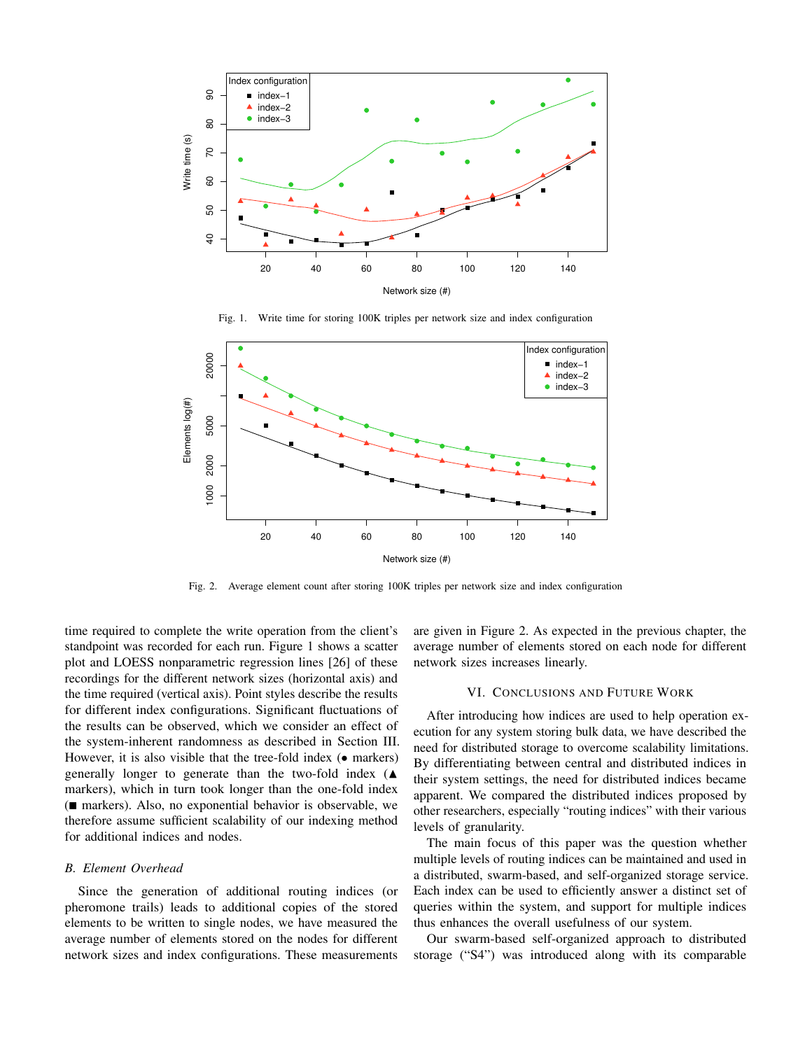Fig. 1. Write time for storing 100K triples per network size and index configuration

Fig. 2. Average element count after storing 100K triples per network size and index configuration

time required to complete the write operation from the client's standpoint was recorded for each run. Figure 1 shows a scatter plot and LOESS nonparametric regression lines [26] of these recordings for the different network sizes (horizontal axis) and the time required (vertical axis). Point styles describe the results for different index configurations. Significant fluctuations of the results can be observed, which we consider an effect of the system-inherent randomness as described in Section III. However, it is also visible that the tree-fold index (● markers) generally longer to generate than the two-fold index (▲ markers), which in turn took longer than the one-fold index (■ markers). Also, no exponential behavior is observable, we therefore assume sufficient scalability of our indexing method for additional indices and nodes.

### *B. Element Overhead*

Since the generation of additional routing indices (or pheromone trails) leads to additional copies of the stored elements to be written to single nodes, we have measured the average number of elements stored on the nodes for different network sizes and index configurations. These measurements are given in Figure 2. As expected in the previous chapter, the average number of elements stored on each node for different network sizes increases linearly.

## VI. Conclusions and Future Work

After introducing how indices are used to help operation execution for any system storing bulk data, we have described the need for distributed storage to overcome scalability limitations. By differentiating between central and distributed indices in their system settings, the need for distributed indices became apparent. We compared the distributed indices proposed by other researchers, especially "routing indices" with their various levels of granularity.

The main focus of this paper was the question whether multiple levels of routing indices can be maintained and used in a distributed, swarm-based, and self-organized storage service. Each index can be used to efficiently answer a distinct set of queries within the system, and support for multiple indices thus enhances the overall usefulness of our system.

Our swarm-based self-organized approach to distributed storage ("S4") was introduced along with its comparable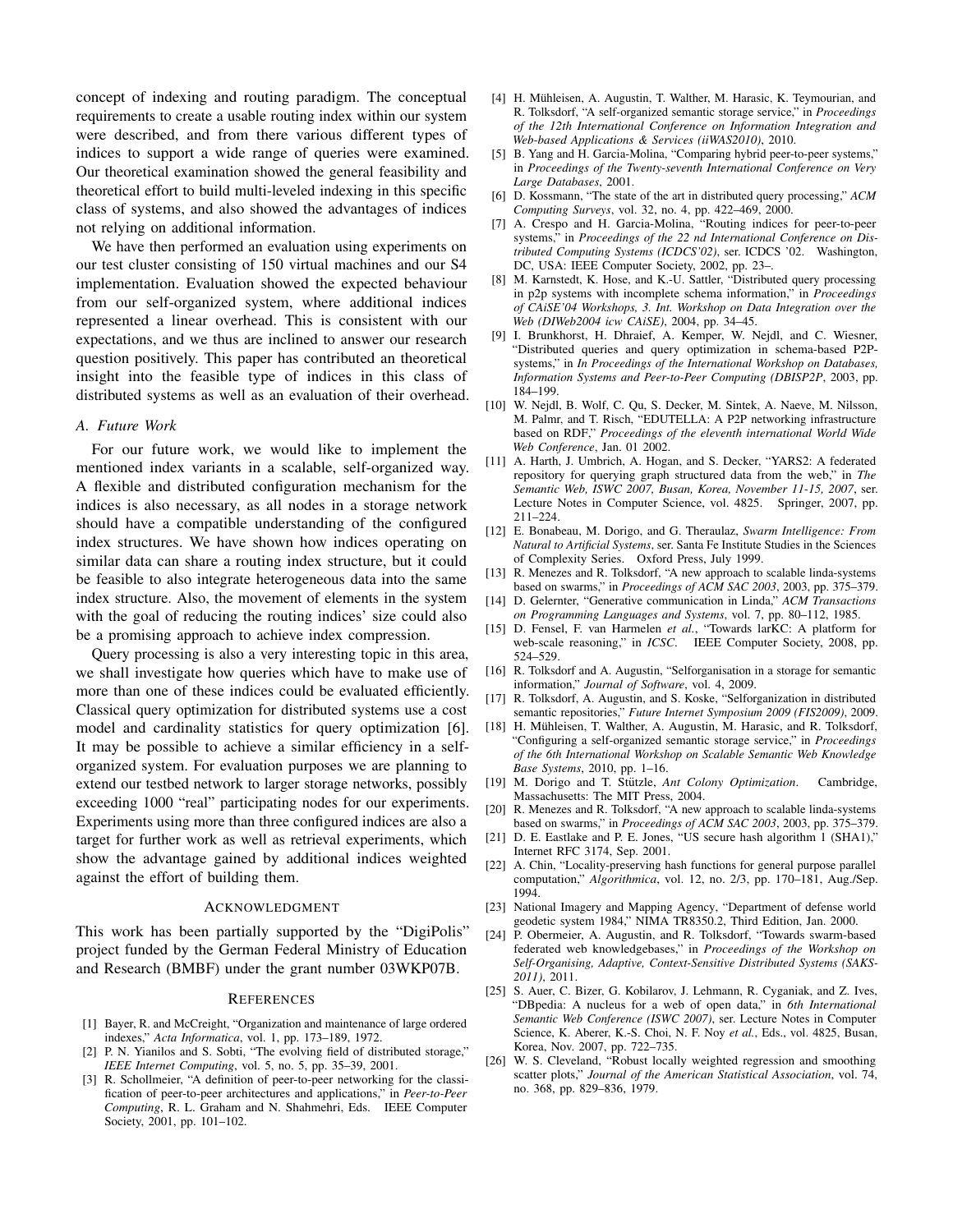concept of indexing and routing paradigm. The conceptual requirements to create a usable routing index within our system were described, and from there various different types of indices to support a wide range of queries were examined. Our theoretical examination showed the general feasibility and theoretical effort to build multi-leveled indexing in this specific class of systems, and also showed the advantages of indices not relying on additional information.

We have then performed an evaluation using experiments on our test cluster consisting of 150 virtual machines and our S4 implementation. Evaluation showed the expected behaviour from our self-organized system, where additional indices represented a linear overhead. This is consistent with our expectations, and we thus are inclined to answer our research question positively. This paper has contributed an theoretical insight into the feasible type of indices in this class of distributed systems as well as an evaluation of their overhead.

### A. Future Work

For our future work, we would like to implement the mentioned index variants in a scalable, self-organized way. A flexible and distributed configuration mechanism for the indices is also necessary, as all nodes in a storage network should have a compatible understanding of the configured index structures. We have shown how indices operating on similar data can share a routing index structure, but it could be feasible to also integrate heterogeneous data into the same index structure. Also, the movement of elements in the system with the goal of reducing the routing indices' size could also be a promising approach to achieve index compression.

Query processing is also a very interesting topic in this area, we shall investigate how queries which have to make use of more than one of these indices could be evaluated efficiently. Classical query optimization for distributed systems use a cost model and cardinality statistics for query optimization [6]. It may be possible to achieve a similar efficiency in a self-organized system. For evaluation purposes we are planning to extend our testbed network to larger storage networks, possibly exceeding 1000 "real" participating nodes for our experiments. Experiments using more than three configured indices are also a target for further work as well as retrieval experiments, which show the advantage gained by additional indices weighted against the effort of building them.

## Acknowledgment

This work has been partially supported by the "DigiPolis" project funded by the German Federal Ministry of Education and Research (BMBF) under the grant number 03WKP07B.

## References

[1] Bayer, R. and McCreight, "Organization and maintenance of large ordered indexes," *Acta Informatica*, vol. 1, pp. 173–189, 1972.

[2] P. N. Yianilos and S. Sobti, "The evolving field of distributed storage," *IEEE Internet Computing*, vol. 5, no. 5, pp. 35–39, 2001.

[3] R. Schollmeier, "A definition of peer-to-peer networking for the classification of peer-to-peer architectures and applications," in *Peer-to-Peer Computing*, R. L. Graham and N. Shahmehri, Eds. IEEE Computer Society, 2001, pp. 101–102.

[4] H. Mühleisen, A. Augustin, T. Walther, M. Harasic, K. Teymourian, and R. Tolksdorf, "A self-organized semantic storage service," in *Proceedings of the 12th International Conference on Information Integration and Web-based Applications & Services (iiWAS2010)*, 2010.

[5] B. Yang and H. Garcia-Molina, "Comparing hybrid peer-to-peer systems," in *Proceedings of the Twenty-seventh International Conference on Very Large Databases*, 2001.

[6] D. Kossmann, "The state of the art in distributed query processing," *ACM Computing Surveys*, vol. 32, no. 4, pp. 422–469, 2000.

[7] A. Crespo and H. Garcia-Molina, "Routing indices for peer-to-peer systems," in *Proceedings of the 22 nd International Conference on Distributed Computing Systems (ICDCS'02)*, ser. ICDCS '02. Washington, DC, USA: IEEE Computer Society, 2002, pp. 23–.

[8] M. Karnstedt, K. Hose, and K.-U. Sattler, "Distributed query processing in p2p systems with incomplete schema information," in *Proceedings of CAiSE'04 Workshops, 3. Int. Workshop on Data Integration over the Web (DIWeb2004 icw CAiSE)*, 2004, pp. 34–45.

[9] I. Brunkhorst, H. Dhraief, A. Kemper, W. Nejdl, and C. Wiesner, "Distributed queries and query optimization in schema-based P2P-systems," in *In Proceedings of the International Workshop on Databases, Information Systems and Peer-to-Peer Computing (DBISP2P*, 2003, pp. 184–199.

[10] W. Nejdl, B. Wolf, C. Qu, S. Decker, M. Sintek, A. Naeve, M. Nilsson, M. Palmr, and T. Risch, "EDUTELLA: A P2P networking infrastructure based on RDF," *Proceedings of the eleventh international World Wide Web Conference*, Jan. 01 2002.

[11] A. Harth, J. Umbrich, A. Hogan, and S. Decker, "YARS2: A federated repository for querying graph structured data from the web," in *The Semantic Web, ISWC 2007, Busan, Korea, November 11-15, 2007*, ser. Lecture Notes in Computer Science, vol. 4825. Springer, 2007, pp. 211–224.

[12] E. Bonabeau, M. Dorigo, and G. Theraulaz, *Swarm Intelligence: From Natural to Artificial Systems*, ser. Santa Fe Institute Studies in the Sciences of Complexity Series. Oxford Press, July 1999.

[13] R. Menezes and R. Tolksdorf, "A new approach to scalable linda-systems based on swarms," in *Proceedings of ACM SAC 2003*, 2003, pp. 375–379.

[14] D. Gelernter, "Generative communication in Linda," *ACM Transactions on Programming Languages and Systems*, vol. 7, pp. 80–112, 1985.

[15] D. Fensel, F. van Harmelen *et al.*, "Towards larKC: A platform for web-scale reasoning," in *ICSC*. IEEE Computer Society, 2008, pp. 524–529.

[16] R. Tolksdorf and A. Augustin, "Selforganisation in a storage for semantic information," *Journal of Software*, vol. 4, 2009.

[17] R. Tolksdorf, A. Augustin, and S. Koske, "Selforganization in distributed semantic repositories," *Future Internet Symposium 2009 (FIS2009)*, 2009.

[18] H. Mühleisen, T. Walther, A. Augustin, M. Harasic, and R. Tolksdorf, "Configuring a self-organized semantic storage service," in *Proceedings of the 6th International Workshop on Scalable Semantic Web Knowledge Base Systems*, 2010, pp. 1–16.

[19] M. Dorigo and T. Stützle, *Ant Colony Optimization*. Cambridge, Massachusetts: The MIT Press, 2004.

[20] R. Menezes and R. Tolksdorf, "A new approach to scalable linda-systems based on swarms," in *Proceedings of ACM SAC 2003*, 2003, pp. 375–379.

[21] D. E. Eastlake and P. E. Jones, "US secure hash algorithm 1 (SHA1)," Internet RFC 3174, Sep. 2001.

[22] A. Chin, "Locality-preserving hash functions for general purpose parallel computation," *Algorithmica*, vol. 12, no. 2/3, pp. 170–181, Aug./Sep. 1994.

[23] National Imagery and Mapping Agency, "Department of defense world geodetic system 1984," NIMA TR8350.2, Third Edition, Jan. 2000.

[24] P. Obermeier, A. Augustin, and R. Tolksdorf, "Towards swarm-based federated web knowledgebases," in *Proceedings of the Workshop on Self-Organising, Adaptive, Context-Sensitive Distributed Systems (SAKS-2011)*, 2011.

[25] S. Auer, C. Bizer, G. Kobilarov, J. Lehmann, R. Cyganiak, and Z. Ives, "DBpedia: A nucleus for a web of open data," in *6th International Semantic Web Conference (ISWC 2007)*, ser. Lecture Notes in Computer Science, K. Aberer, K.-S. Choi, N. F. Noy *et al.*, Eds., vol. 4825, Busan, Korea, Nov. 2007, pp. 722–735.

[26] W. S. Cleveland, "Robust locally weighted regression and smoothing scatter plots," *Journal of the American Statistical Association*, vol. 74, no. 368, pp. 829–836, 1979.